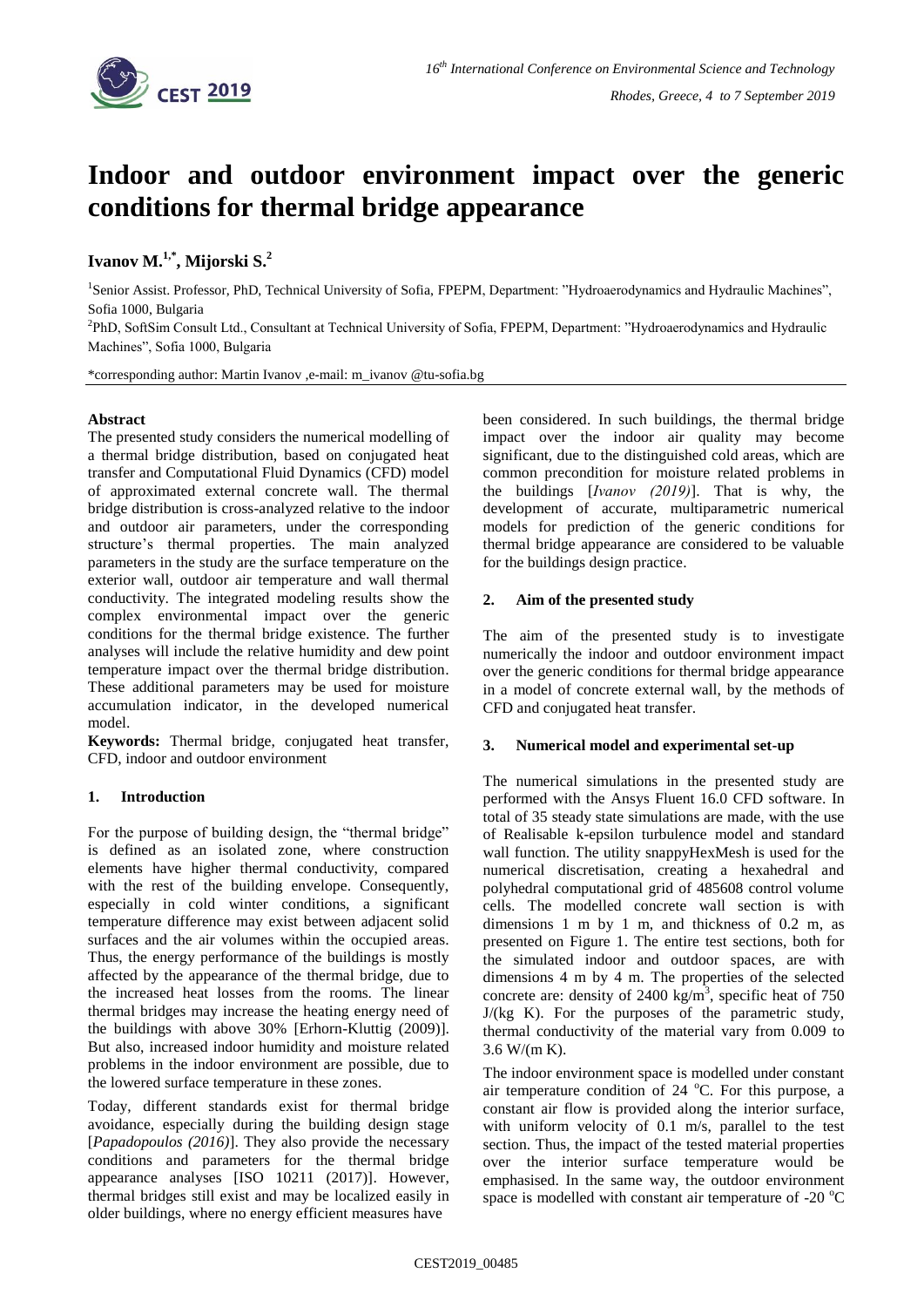# Indoor and outdoor environment impact over the generic conditions for thermal bridge appearance

**Ivanov M.[1,*], Mijorski S.[2]**

[1]Senior Assist. Professor, PhD, Technical University of Sofia, FPEPM, Department: "Hydroaerodynamics and Hydraulic Machines", Sofia 1000, Bulgaria

[2]PhD, SoftSim Consult Ltd., Consultant at Technical University of Sofia, FPEPM, Department: "Hydroaerodynamics and Hydraulic Machines", Sofia 1000, Bulgaria

*corresponding author: Martin Ivanov ,e-mail: m_ivanov @tu-sofia.bg

**Abstract**

The presented study considers the numerical modelling of a thermal bridge distribution, based on conjugated heat transfer and Computational Fluid Dynamics (CFD) model of approximated external concrete wall. The thermal bridge distribution is cross-analyzed relative to the indoor and outdoor air parameters, under the corresponding structure's thermal properties. The main analyzed parameters in the study are the surface temperature on the exterior wall, outdoor air temperature and wall thermal conductivity. The integrated modeling results show the complex environmental impact over the generic conditions for the thermal bridge existence. The further analyses will include the relative humidity and dew point temperature impact over the thermal bridge distribution. These additional parameters may be used for moisture accumulation indicator, in the developed numerical model.

**Keywords:** Thermal bridge, conjugated heat transfer, CFD, indoor and outdoor environment

## 1. Introduction

For the purpose of building design, the "thermal bridge" is defined as an isolated zone, where construction elements have higher thermal conductivity, compared with the rest of the building envelope. Consequently, especially in cold winter conditions, a significant temperature difference may exist between adjacent solid surfaces and the air volumes within the occupied areas. Thus, the energy performance of the buildings is mostly affected by the appearance of the thermal bridge, due to the increased heat losses from the rooms. The linear thermal bridges may increase the heating energy need of the buildings with above 30% [Erhorn-Kluttig (2009)]. But also, increased indoor humidity and moisture related problems in the indoor environment are possible, due to the lowered surface temperature in these zones.

Today, different standards exist for thermal bridge avoidance, especially during the building design stage [*Papadopoulos (2016)*]. They also provide the necessary conditions and parameters for the thermal bridge appearance analyses [ISO 10211 (2017)]. However, thermal bridges still exist and may be localized easily in older buildings, where no energy efficient measures have been considered. In such buildings, the thermal bridge impact over the indoor air quality may become significant, due to the distinguished cold areas, which are common precondition for moisture related problems in the buildings [*Ivanov (2019)*]. That is why, the development of accurate, multiparametric numerical models for prediction of the generic conditions for thermal bridge appearance are considered to be valuable for the buildings design practice.

## 2. Aim of the presented study

The aim of the presented study is to investigate numerically the indoor and outdoor environment impact over the generic conditions for thermal bridge appearance in a model of concrete external wall, by the methods of CFD and conjugated heat transfer.

## 3. Numerical model and experimental set-up

The numerical simulations in the presented study are performed with the Ansys Fluent 16.0 CFD software. In total of 35 steady state simulations are made, with the use of Realisable k-epsilon turbulence model and standard wall function. The utility snappyHexMesh is used for the numerical discretisation, creating a hexahedral and polyhedral computational grid of 485608 control volume cells. The modelled concrete wall section is with dimensions 1 m by 1 m, and thickness of 0.2 m, as presented on Figure 1. The entire test sections, both for the simulated indoor and outdoor spaces, are with dimensions 4 m by 4 m. The properties of the selected concrete are: density of 2400 kg/m$^3$, specific heat of 750 J/(kg K). For the purposes of the parametric study, thermal conductivity of the material vary from 0.009 to 3.6 W/(m K).

The indoor environment space is modelled under constant air temperature condition of 24 $^o$C. For this purpose, a constant air flow is provided along the interior surface, with uniform velocity of 0.1 m/s, parallel to the test section. Thus, the impact of the tested material properties over the interior surface temperature would be emphasised. In the same way, the outdoor environment space is modelled with constant air temperature of -20 $^o$C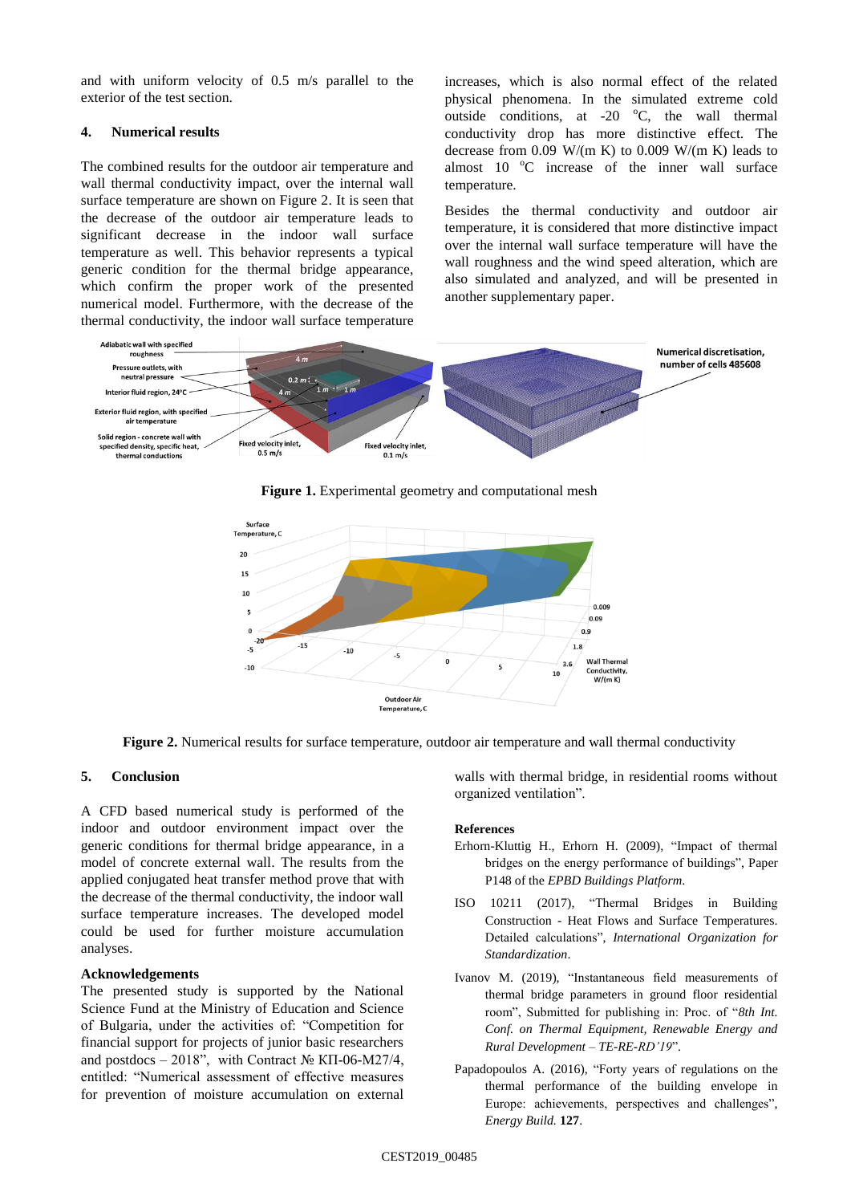and with uniform velocity of 0.5 m/s parallel to the exterior of the test section.

## 4. Numerical results

The combined results for the outdoor air temperature and wall thermal conductivity impact, over the internal wall surface temperature are shown on Figure 2. It is seen that the decrease of the outdoor air temperature leads to significant decrease in the indoor wall surface temperature as well. This behavior represents a typical generic condition for the thermal bridge appearance, which confirm the proper work of the presented numerical model. Furthermore, with the decrease of the thermal conductivity, the indoor wall surface temperature increases, which is also normal effect of the related physical phenomena. In the simulated extreme cold outside conditions, at -20 $^{o}$C, the wall thermal conductivity drop has more distinctive effect. The decrease from 0.09 W/(m K) to 0.009 W/(m K) leads to almost 10 $^{o}$C increase of the inner wall surface temperature.

Besides the thermal conductivity and outdoor air temperature, it is considered that more distinctive impact over the internal wall surface temperature will have the wall roughness and the wind speed alteration, which are also simulated and analyzed, and will be presented in another supplementary paper.

Adiabatic wall with specified roughness
Pressure outlets, with neutral pressure
Interior fluid region, 24°C
Exterior fluid region, with specified air temperature
Solid region - concrete wall with specified density, specific heat, thermal conductions
4 m
0.2 m
4 m
1 m
1 m
Fixed velocity inlet, 0.5 m/s
Fixed velocity inlet, 0.1 m/s
Numerical discretisation, number of cells 485608

**Figure 1.** Experimental geometry and computational mesh

Surface Temperature, C
20
15
10
5
0
-5
-10
-20
-15
-10
-5
0
5
10
Outdoor Air Temperature, C
0.009
0.09
0.9
1.8
3.6
Wall Thermal Conductivity, W/(m K)

**Figure 2.** Numerical results for surface temperature, outdoor air temperature and wall thermal conductivity

## 5. Conclusion

A CFD based numerical study is performed of the indoor and outdoor environment impact over the generic conditions for thermal bridge appearance, in a model of concrete external wall. The results from the applied conjugated heat transfer method prove that with the decrease of the thermal conductivity, the indoor wall surface temperature increases. The developed model could be used for further moisture accumulation analyses.

## Acknowledgements

The presented study is supported by the National Science Fund at the Ministry of Education and Science of Bulgaria, under the activities of: "Competition for financial support for projects of junior basic researchers and postdocs – 2018", with Contract № КП-06-М27/4, entitled: "Numerical assessment of effective measures for prevention of moisture accumulation on external walls with thermal bridge, in residential rooms without organized ventilation".

## References

Erhorn-Kluttig H., Erhorn H. (2009), "Impact of thermal bridges on the energy performance of buildings", Paper P148 of the *EPBD Buildings Platform*.

ISO 10211 (2017), "Thermal Bridges in Building Construction - Heat Flows and Surface Temperatures. Detailed calculations", *International Organization for Standardization*.

Ivanov M. (2019), "Instantaneous field measurements of thermal bridge parameters in ground floor residential room", Submitted for publishing in: Proc. of "*8th Int. Conf. on Thermal Equipment, Renewable Energy and Rural Development – TE-RE-RD'19*".

Papadopoulos A. (2016), "Forty years of regulations on the thermal performance of the building envelope in Europe: achievements, perspectives and challenges", *Energy Build.* **127**.